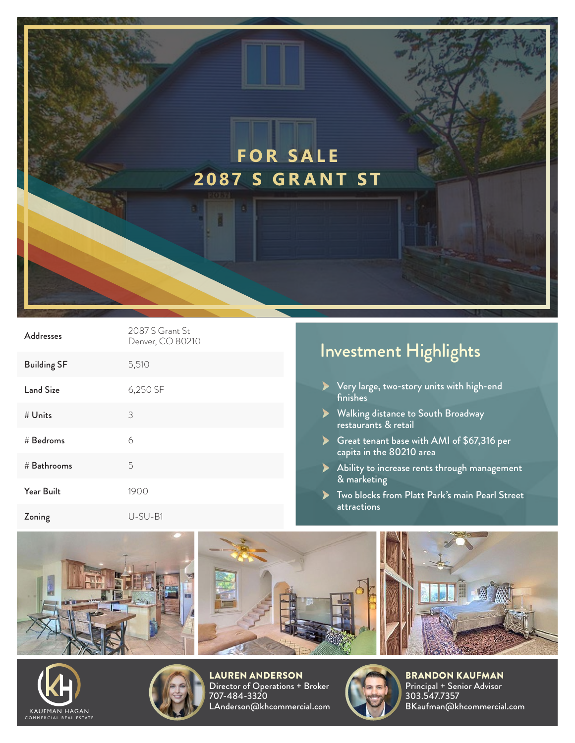# FOR SALE
# 2087 S GRANT ST

| | |
|---|---|
| Addresses | 2087 S Grant St<br>Denver, CO 80210 |
| Building SF | 5,510 |
| Land Size | 6,250 SF |
| # Units | 3 |
| # Bedroms | 6 |
| # Bathrooms | 5 |
| Year Built | 1900 |
| Zoning | U-SU-B1 |

## Investment Highlights

- Very large, two-story units with high-end finishes
- Walking distance to South Broadway restaurants & retail
- Great tenant base with AMI of $67,316 per capita in the 80210 area
- Ability to increase rents through management & marketing
- Two blocks from Platt Park's main Pearl Street attractions

KAUFMAN HAGAN
COMMERCIAL REAL ESTATE

**LAUREN ANDERSON**
Director of Operations + Broker
707-484-3320
LAnderson@khcommercial.com

**BRANDON KAUFMAN**
Principal + Senior Advisor
303.547.7357
BKaufman@khcommercial.com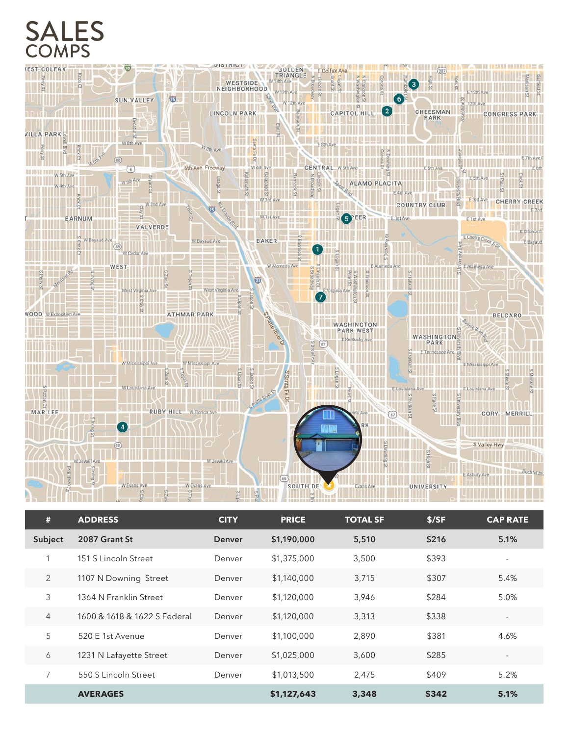# SALES COMPS

| # | ADDRESS | CITY | PRICE | TOTAL SF | $/SF | CAP RATE |
|---|---|---|---|---|---|---|
| **Subject** | **2087 Grant St** | **Denver** | **$1,190,000** | **5,510** | **$216** | **5.1%** |
| 1 | 151 S Lincoln Street | Denver | $1,375,000 | 3,500 | $393 | - |
| 2 | 1107 N Downing Street | Denver | $1,140,000 | 3,715 | $307 | 5.4% |
| 3 | 1364 N Franklin Street | Denver | $1,120,000 | 3,946 | $284 | 5.0% |
| 4 | 1600 & 1618 & 1622 S Federal | Denver | $1,120,000 | 3,313 | $338 | - |
| 5 | 520 E 1st Avenue | Denver | $1,100,000 | 2,890 | $381 | 4.6% |
| 6 | 1231 N Lafayette Street | Denver | $1,025,000 | 3,600 | $285 | - |
| 7 | 550 S Lincoln Street | Denver | $1,013,500 | 2,475 | $409 | 5.2% |
| | **AVERAGES** | | **$1,127,643** | **3,348** | **$342** | **5.1%** |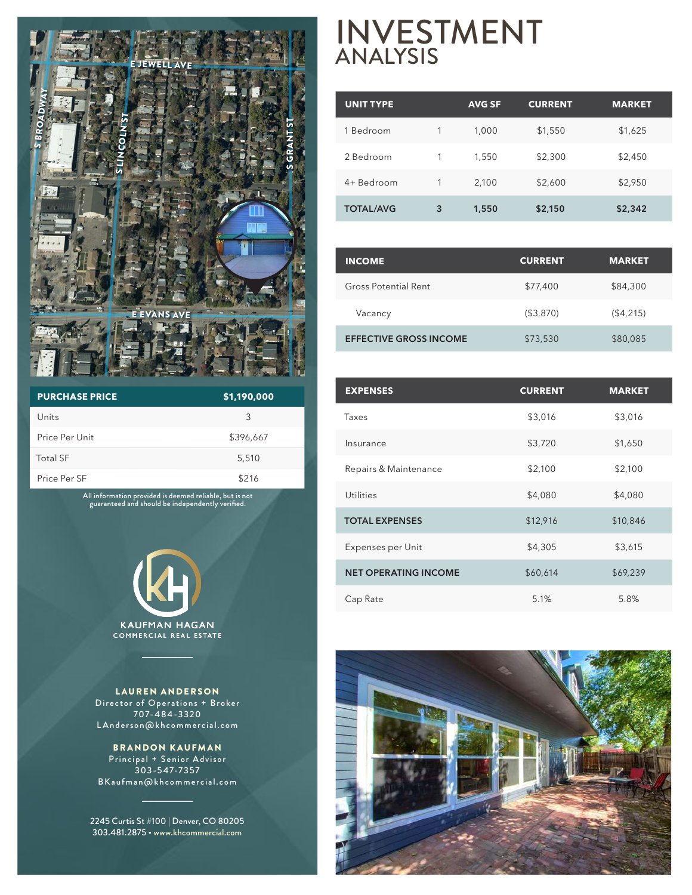# INVESTMENT
## ANALYSIS

| UNIT TYPE | | AVG SF | CURRENT | MARKET |
|---|---|---|---|---|
| 1 Bedroom | 1 | 1,000 | $1,550 | $1,625 |
| 2 Bedroom | 1 | 1,550 | $2,300 | $2,450 |
| 4+ Bedroom | 1 | 2,100 | $2,600 | $2,950 |
| **TOTAL/AVG** | **3** | **1,550** | **$2,150** | **$2,342** |

| INCOME | CURRENT | MARKET |
|---|---|---|
| Gross Potential Rent | $77,400 | $84,300 |
| Vacancy | ($3,870) | ($4,215) |
| **EFFECTIVE GROSS INCOME** | $73,530 | $80,085 |

| EXPENSES | CURRENT | MARKET |
|---|---|---|
| Taxes | $3,016 | $3,016 |
| Insurance | $3,720 | $1,650 |
| Repairs & Maintenance | $2,100 | $2,100 |
| Utilities | $4,080 | $4,080 |
| **TOTAL EXPENSES** | $12,916 | $10,846 |
| Expenses per Unit | $4,305 | $3,615 |
| **NET OPERATING INCOME** | $60,614 | $69,239 |
| Cap Rate | 5.1% | 5.8% |

E JEWELL AVE
S BROADWAY
S LINCOLN ST
S GRANT ST
E EVANS AVE

| PURCHASE PRICE | $1,190,000 |
|---|---|
| Units | 3 |
| Price Per Unit | $396,667 |
| Total SF | 5,510 |
| Price Per SF | $216 |

All information provided is deemed reliable, but is not guaranteed and should be independently verified.

KAUFMAN HAGAN
COMMERCIAL REAL ESTATE

**LAUREN ANDERSON**
Director of Operations + Broker
707-484-3320
LAnderson@khcommercial.com

**BRANDON KAUFMAN**
Principal + Senior Advisor
303-547-7357
BKaufman@khcommercial.com

2245 Curtis St #100 | Denver, CO 80205
303.481.2875 • www.khcommercial.com